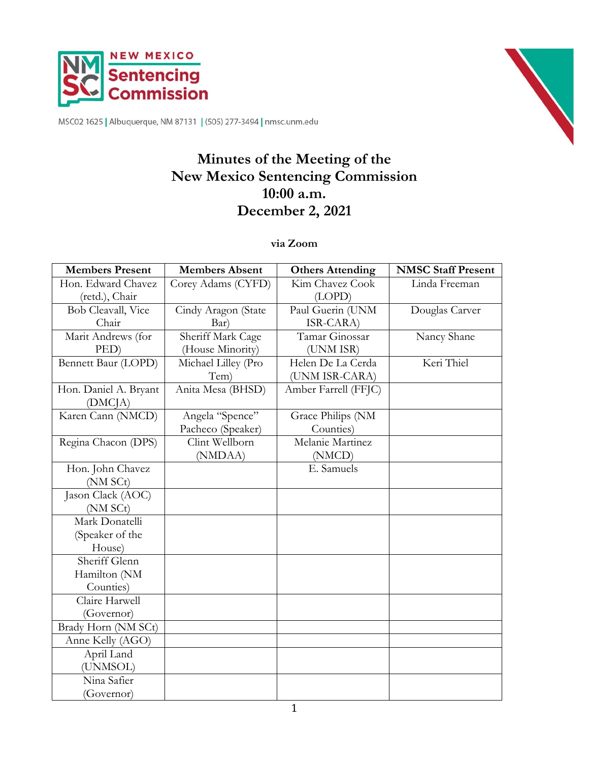NEW MEXICO Sentencing Commission

MSC02 1625 | Albuquerque, NM 87131 | (505) 277-3494 | nmsc.unm.edu

# Minutes of the Meeting of the New Mexico Sentencing Commission 10:00 a.m. December 2, 2021

**via Zoom**

| Members Present | Members Absent | Others Attending | NMSC Staff Present |
|---|---|---|---|
| Hon. Edward Chavez (retd.), Chair | Corey Adams (CYFD) | Kim Chavez Cook (LOPD) | Linda Freeman |
| Bob Cleavall, Vice Chair | Cindy Aragon (State Bar) | Paul Guerin (UNM ISR-CARA) | Douglas Carver |
| Marit Andrews (for PED) | Sheriff Mark Cage (House Minority) | Tamar Ginossar (UNM ISR) | Nancy Shane |
| Bennett Baur (LOPD) | Michael Lilley (Pro Tem) | Helen De La Cerda (UNM ISR-CARA) | Keri Thiel |
| Hon. Daniel A. Bryant (DMCJA) | Anita Mesa (BHSD) | Amber Farrell (FFJC) | |
| Karen Cann (NMCD) | Angela "Spence" Pacheco (Speaker) | Grace Philips (NM Counties) | |
| Regina Chacon (DPS) | Clint Wellborn (NMDAA) | Melanie Martinez (NMCD) | |
| Hon. John Chavez (NM SCt) | | E. Samuels | |
| Jason Clack (AOC) (NM SCt) | | | |
| Mark Donatelli (Speaker of the House) | | | |
| Sheriff Glenn Hamilton (NM Counties) | | | |
| Claire Harwell (Governor) | | | |
| Brady Horn (NM SCt) | | | |
| Anne Kelly (AGO) | | | |
| April Land (UNMSOL) | | | |
| Nina Safier (Governor) | | | |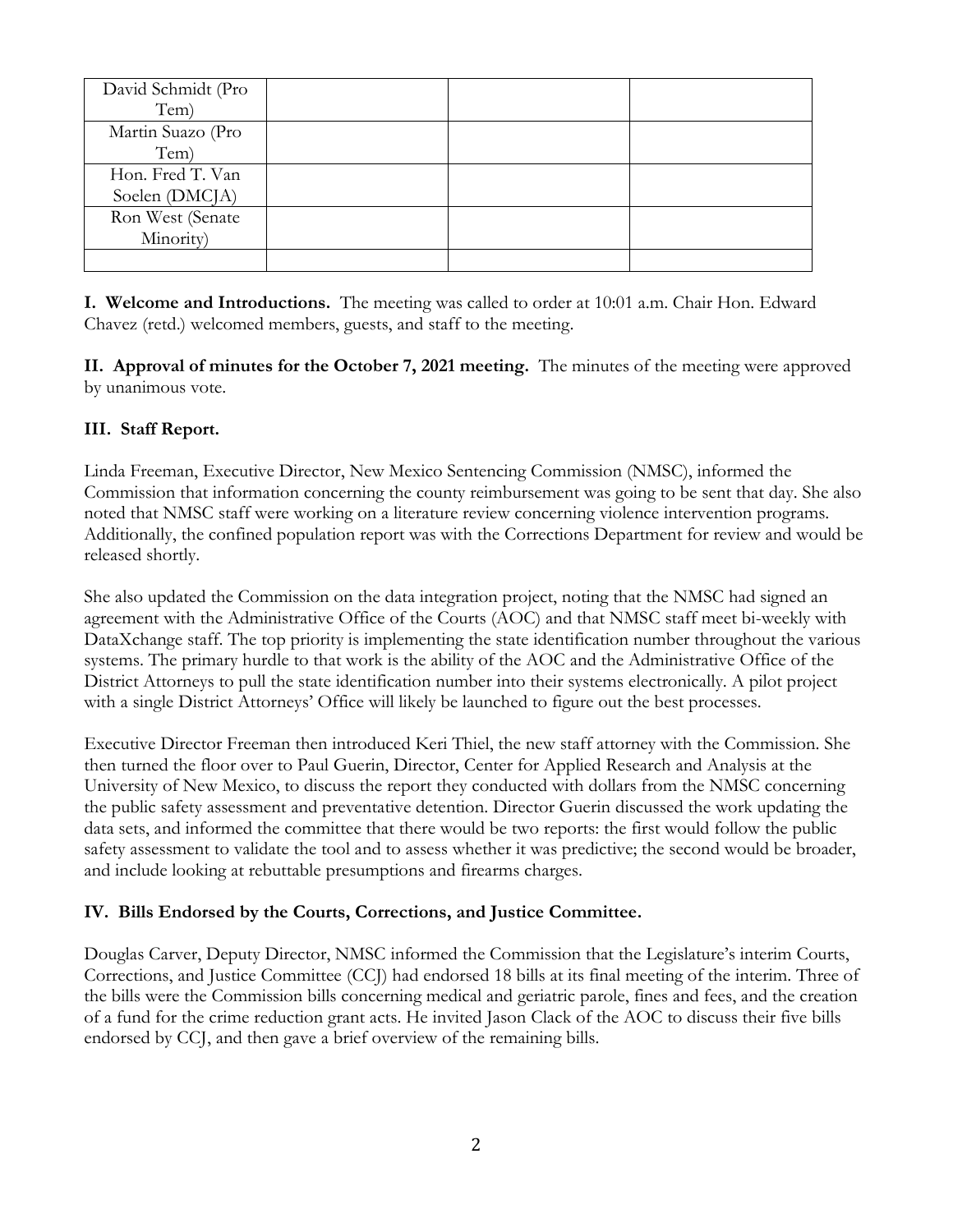| David Schmidt (Pro Tem) | | | |
|---|---|---|---|
| Martin Suazo (Pro Tem) | | | |
| Hon. Fred T. Van Soelen (DMCJA) | | | |
| Ron West (Senate Minority) | | | |
| | | | |

**I. Welcome and Introductions.** The meeting was called to order at 10:01 a.m. Chair Hon. Edward Chavez (retd.) welcomed members, guests, and staff to the meeting.

**II. Approval of minutes for the October 7, 2021 meeting.** The minutes of the meeting were approved by unanimous vote.

**III. Staff Report.**

Linda Freeman, Executive Director, New Mexico Sentencing Commission (NMSC), informed the Commission that information concerning the county reimbursement was going to be sent that day. She also noted that NMSC staff were working on a literature review concerning violence intervention programs. Additionally, the confined population report was with the Corrections Department for review and would be released shortly.

She also updated the Commission on the data integration project, noting that the NMSC had signed an agreement with the Administrative Office of the Courts (AOC) and that NMSC staff meet bi-weekly with DataXchange staff. The top priority is implementing the state identification number throughout the various systems. The primary hurdle to that work is the ability of the AOC and the Administrative Office of the District Attorneys to pull the state identification number into their systems electronically. A pilot project with a single District Attorneys' Office will likely be launched to figure out the best processes.

Executive Director Freeman then introduced Keri Thiel, the new staff attorney with the Commission. She then turned the floor over to Paul Guerin, Director, Center for Applied Research and Analysis at the University of New Mexico, to discuss the report they conducted with dollars from the NMSC concerning the public safety assessment and preventative detention. Director Guerin discussed the work updating the data sets, and informed the committee that there would be two reports: the first would follow the public safety assessment to validate the tool and to assess whether it was predictive; the second would be broader, and include looking at rebuttable presumptions and firearms charges.

**IV. Bills Endorsed by the Courts, Corrections, and Justice Committee.**

Douglas Carver, Deputy Director, NMSC informed the Commission that the Legislature's interim Courts, Corrections, and Justice Committee (CCJ) had endorsed 18 bills at its final meeting of the interim. Three of the bills were the Commission bills concerning medical and geriatric parole, fines and fees, and the creation of a fund for the crime reduction grant acts. He invited Jason Clack of the AOC to discuss their five bills endorsed by CCJ, and then gave a brief overview of the remaining bills.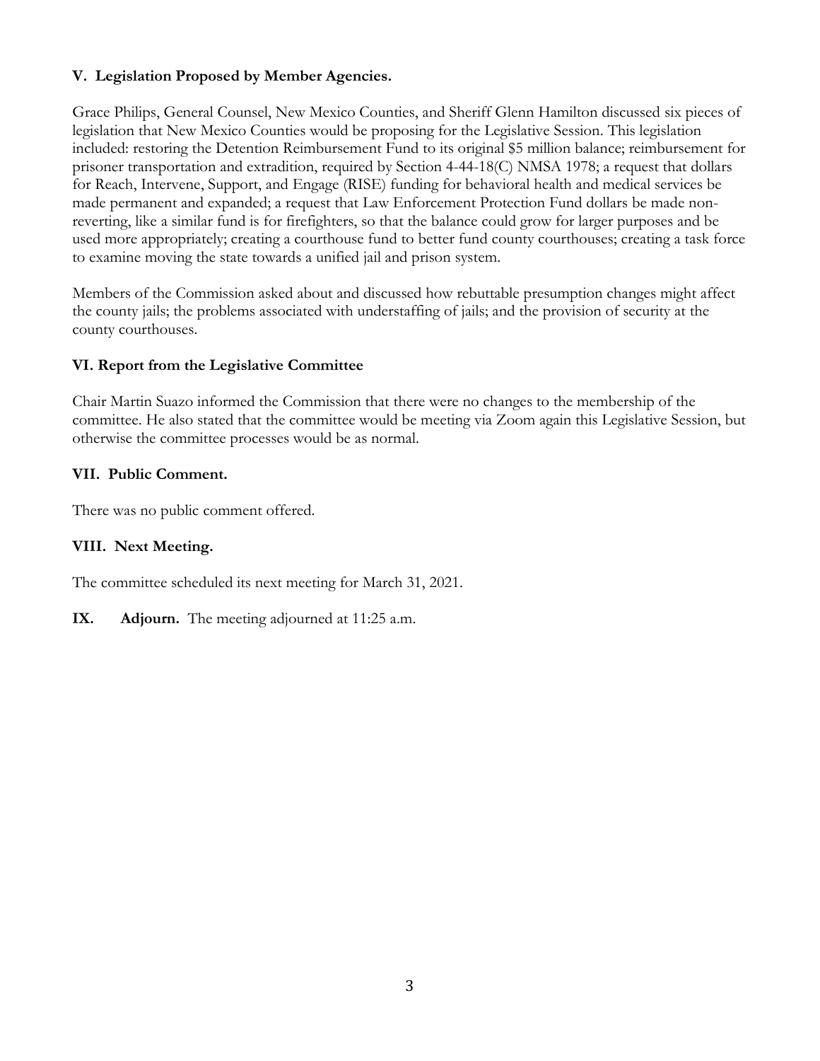## V. Legislation Proposed by Member Agencies.

Grace Philips, General Counsel, New Mexico Counties, and Sheriff Glenn Hamilton discussed six pieces of legislation that New Mexico Counties would be proposing for the Legislative Session. This legislation included: restoring the Detention Reimbursement Fund to its original $5 million balance; reimbursement for prisoner transportation and extradition, required by Section 4-44-18(C) NMSA 1978; a request that dollars for Reach, Intervene, Support, and Engage (RISE) funding for behavioral health and medical services be made permanent and expanded; a request that Law Enforcement Protection Fund dollars be made non-reverting, like a similar fund is for firefighters, so that the balance could grow for larger purposes and be used more appropriately; creating a courthouse fund to better fund county courthouses; creating a task force to examine moving the state towards a unified jail and prison system.

Members of the Commission asked about and discussed how rebuttable presumption changes might affect the county jails; the problems associated with understaffing of jails; and the provision of security at the county courthouses.

## VI. Report from the Legislative Committee

Chair Martin Suazo informed the Commission that there were no changes to the membership of the committee. He also stated that the committee would be meeting via Zoom again this Legislative Session, but otherwise the committee processes would be as normal.

## VII. Public Comment.

There was no public comment offered.

## VIII. Next Meeting.

The committee scheduled its next meeting for March 31, 2021.

**IX. Adjourn.** The meeting adjourned at 11:25 a.m.